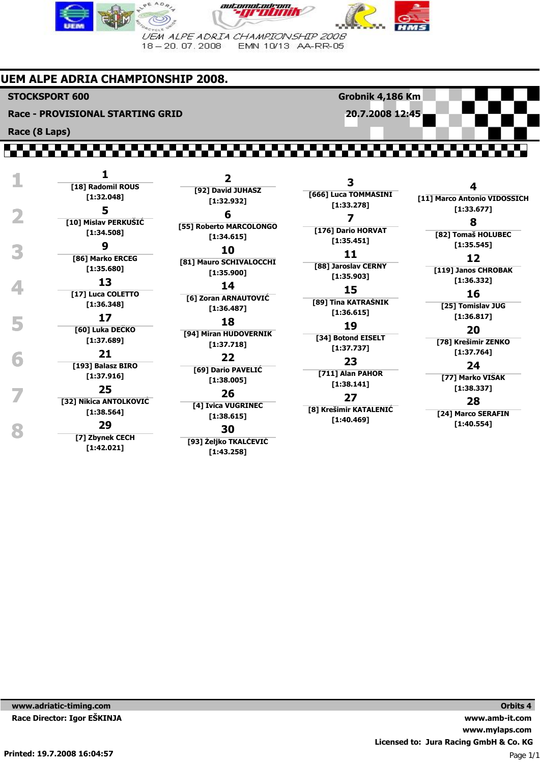UEM ALPE ADRIA CHAMPIONSHIP 2008
18 – 20. 07. 2008 EMN 10/13 AA-RR-05

# UEM ALPE ADRIA CHAMPIONSHIP 2008.

**STOCKSPORT 600** — **Grobnik 4,186 Km**

**Race - PROVISIONAL STARTING GRID** — **20.7.2008 12:45**

**Race (8 Laps)**

| Row | | | | |
|---|---|---|---|---|
| 1 | **1** [18] Radomil ROUS [1:32.048] | **2** [92] David JUHASZ [1:32.932] | **3** [666] Luca TOMMASINI [1:33.278] | **4** [11] Marco Antonio VIDOSSICH [1:33.677] |
| 2 | **5** [10] Mislav PERKUŠIĆ [1:34.508] | **6** [55] Roberto MARCOLONGO [1:34.615] | **7** [176] Dario HORVAT [1:35.451] | **8** [82] Tomaš HOLUBEC [1:35.545] |
| 3 | **9** [86] Marko ERCEG [1:35.680] | **10** [81] Mauro SCHIVALOCCHI [1:35.900] | **11** [88] Jaroslav CERNY [1:35.903] | **12** [119] Janos CHROBAK [1:36.332] |
| 4 | **13** [17] Luca COLETTO [1:36.348] | **14** [6] Zoran ARNAUTOVIĆ [1:36.487] | **15** [89] Tina KATRAŠNIK [1:36.615] | **16** [25] Tomislav JUG [1:36.817] |
| 5 | **17** [60] Luka DEČKO [1:37.689] | **18** [94] Miran HUDOVERNIK [1:37.718] | **19** [34] Botond EISELT [1:37.737] | **20** [78] Krešimir ZENKO [1:37.764] |
| 6 | **21** [193] Balasz BIRO [1:37.916] | **22** [69] Dario PAVELIĆ [1:38.005] | **23** [711] Alan PAHOR [1:38.141] | **24** [77] Marko VIŠAK [1:38.337] |
| 7 | **25** [32] Nikica ANTOLKOVIĆ [1:38.564] | **26** [4] Ivica VUGRINEC [1:38.615] | **27** [8] Krešimir KATALENIĆ [1:40.469] | **28** [24] Marco SERAFIN [1:40.554] |
| 8 | **29** [7] Zbynek CECH [1:42.021] | **30** [93] Željko TKALČEVIĆ [1:43.258] | | |

**www.adriatic-timing.com** — **Orbits 4**

**Race Director: Igor EŠKINJA** — **www.amb-it.com** **www.mylaps.com**

**Licensed to: Jura Racing GmbH & Co. KG**

**Printed: 19.7.2008 16:04:57**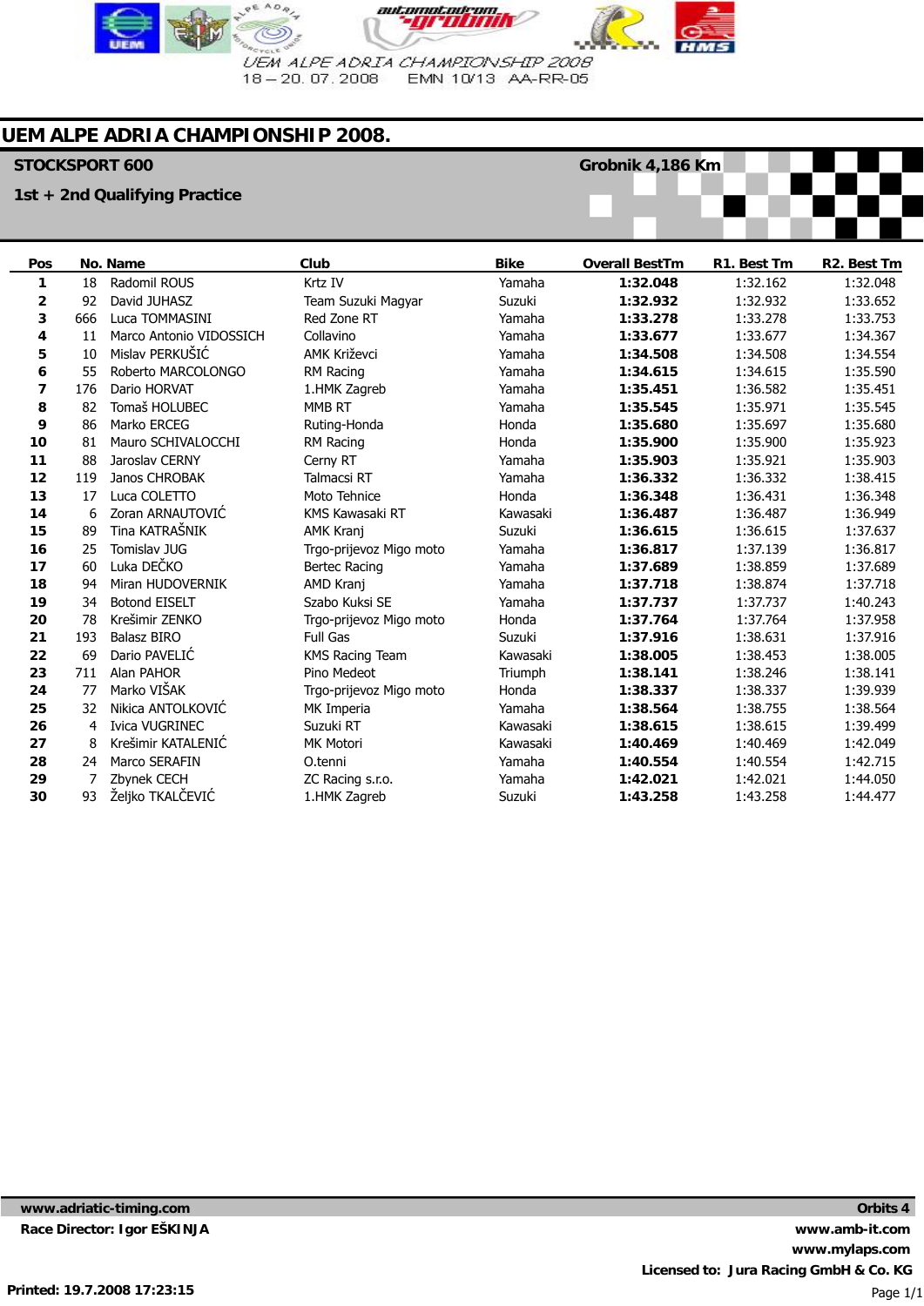UEM ALPE ADRIA CHAMPIONSHIP 2008
18 – 20. 07. 2008 EMN 10/13 AA-RR-05

# UEM ALPE ADRIA CHAMPIONSHIP 2008.

## STOCKSPORT 600

**Grobnik 4,186 Km**

### 1st + 2nd Qualifying Practice

| Pos | No. | Name | Club | Bike | Overall BestTm | R1. Best Tm | R2. Best Tm |
|---|---|---|---|---|---|---|---|
| 1 | 18 | Radomil ROUS | Krtz IV | Yamaha | **1:32.048** | 1:32.162 | 1:32.048 |
| 2 | 92 | David JUHASZ | Team Suzuki Magyar | Suzuki | **1:32.932** | 1:32.932 | 1:33.652 |
| 3 | 666 | Luca TOMMASINI | Red Zone RT | Yamaha | **1:33.278** | 1:33.278 | 1:33.753 |
| 4 | 11 | Marco Antonio VIDOSSICH | Collavino | Yamaha | **1:33.677** | 1:33.677 | 1:34.367 |
| 5 | 10 | Mislav PERKUŠIĆ | AMK Križevci | Yamaha | **1:34.508** | 1:34.508 | 1:34.554 |
| 6 | 55 | Roberto MARCOLONGO | RM Racing | Yamaha | **1:34.615** | 1:34.615 | 1:35.590 |
| 7 | 176 | Dario HORVAT | 1.HMK Zagreb | Yamaha | **1:35.451** | 1:36.582 | 1:35.451 |
| 8 | 82 | Tomaš HOLUBEC | MMB RT | Yamaha | **1:35.545** | 1:35.971 | 1:35.545 |
| 9 | 86 | Marko ERCEG | Ruting-Honda | Honda | **1:35.680** | 1:35.697 | 1:35.680 |
| 10 | 81 | Mauro SCHIVALOCCHI | RM Racing | Honda | **1:35.900** | 1:35.900 | 1:35.923 |
| 11 | 88 | Jaroslav CERNY | Cerny RT | Yamaha | **1:35.903** | 1:35.921 | 1:35.903 |
| 12 | 119 | Janos CHROBAK | Talmacsi RT | Yamaha | **1:36.332** | 1:36.332 | 1:38.415 |
| 13 | 17 | Luca COLETTO | Moto Tehnice | Honda | **1:36.348** | 1:36.431 | 1:36.348 |
| 14 | 6 | Zoran ARNAUTOVIĆ | KMS Kawasaki RT | Kawasaki | **1:36.487** | 1:36.487 | 1:36.949 |
| 15 | 89 | Tina KATRAŠNIK | AMK Kranj | Suzuki | **1:36.615** | 1:36.615 | 1:37.637 |
| 16 | 25 | Tomislav JUG | Trgo-prijevoz Migo moto | Yamaha | **1:36.817** | 1:37.139 | 1:36.817 |
| 17 | 60 | Luka DEČKO | Bertec Racing | Yamaha | **1:37.689** | 1:38.859 | 1:37.689 |
| 18 | 94 | Miran HUDOVERNIK | AMD Kranj | Yamaha | **1:37.718** | 1:38.874 | 1:37.718 |
| 19 | 34 | Botond EISELT | Szabo Kuksi SE | Yamaha | **1:37.737** | 1:37.737 | 1:40.243 |
| 20 | 78 | Krešimir ZENKO | Trgo-prijevoz Migo moto | Honda | **1:37.764** | 1:37.764 | 1:37.958 |
| 21 | 193 | Balasz BIRO | Full Gas | Suzuki | **1:37.916** | 1:38.631 | 1:37.916 |
| 22 | 69 | Dario PAVELIĆ | KMS Racing Team | Kawasaki | **1:38.005** | 1:38.453 | 1:38.005 |
| 23 | 711 | Alan PAHOR | Pino Medeot | Triumph | **1:38.141** | 1:38.246 | 1:38.141 |
| 24 | 77 | Marko VIŠAK | Trgo-prijevoz Migo moto | Honda | **1:38.337** | 1:38.337 | 1:39.939 |
| 25 | 32 | Nikica ANTOLKOVIĆ | MK Imperia | Yamaha | **1:38.564** | 1:38.755 | 1:38.564 |
| 26 | 4 | Ivica VUGRINEC | Suzuki RT | Kawasaki | **1:38.615** | 1:38.615 | 1:39.499 |
| 27 | 8 | Krešimir KATALENIĆ | MK Motori | Kawasaki | **1:40.469** | 1:40.469 | 1:42.049 |
| 28 | 24 | Marco SERAFIN | O.tenni | Yamaha | **1:40.554** | 1:40.554 | 1:42.715 |
| 29 | 7 | Zbynek CECH | ZC Racing s.r.o. | Yamaha | **1:42.021** | 1:42.021 | 1:44.050 |
| 30 | 93 | Željko TKALČEVIĆ | 1.HMK Zagreb | Suzuki | **1:43.258** | 1:43.258 | 1:44.477 |

**www.adriatic-timing.com** **Orbits 4**

**Race Director: Igor EŠKINJA**

**www.amb-it.com**
**www.mylaps.com**
**Licensed to: Jura Racing GmbH & Co. KG**

**Printed: 19.7.2008 17:23:15**